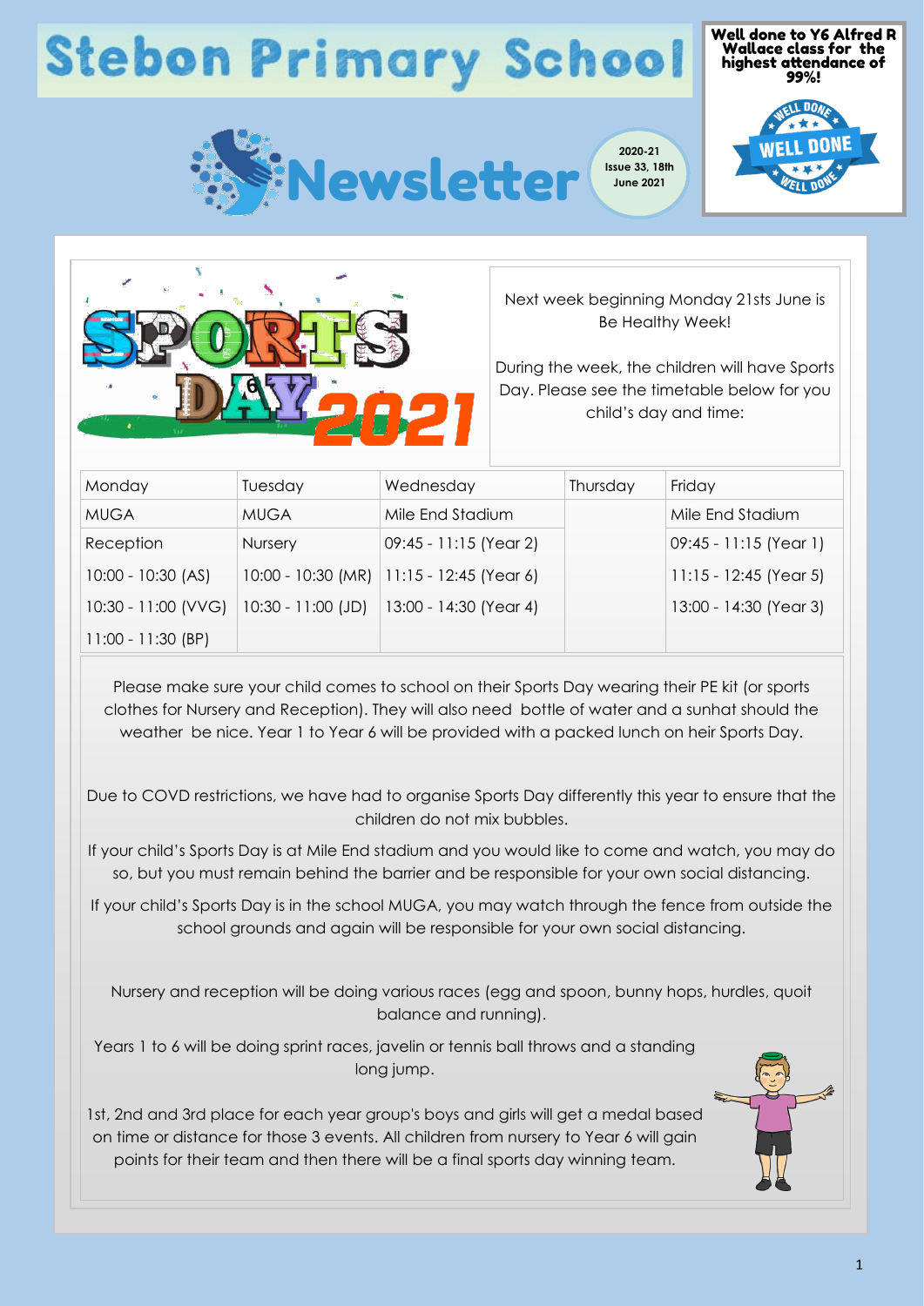# Stebon Primary School

# Newsletter

2020-21
Issue 33, 18th June 2021

**Well done to Y6 Alfred R Wallace class for the highest attendance of 99%!**

WELL DONE

## SPORTS DAY 2021

Next week beginning Monday 21sts June is Be Healthy Week!

During the week, the children will have Sports Day. Please see the timetable below for you child's day and time:

| Monday | Tuesday | Wednesday | Thursday | Friday |
|---|---|---|---|---|
| MUGA | MUGA | Mile End Stadium | | Mile End Stadium |
| Reception | Nursery | 09:45 - 11:15 (Year 2) | | 09:45 - 11:15 (Year 1) |
| 10:00 - 10:30 (AS) | 10:00 - 10:30 (MR) | 11:15 - 12:45 (Year 6) | | 11:15 - 12:45 (Year 5) |
| 10:30 - 11:00 (VVG) | 10:30 - 11:00 (JD) | 13:00 - 14:30 (Year 4) | | 13:00 - 14:30 (Year 3) |
| 11:00 - 11:30 (BP) | | | | |

Please make sure your child comes to school on their Sports Day wearing their PE kit (or sports clothes for Nursery and Reception). They will also need bottle of water and a sunhat should the weather be nice. Year 1 to Year 6 will be provided with a packed lunch on heir Sports Day.

Due to COVD restrictions, we have had to organise Sports Day differently this year to ensure that the children do not mix bubbles.

If your child's Sports Day is at Mile End stadium and you would like to come and watch, you may do so, but you must remain behind the barrier and be responsible for your own social distancing.

If your child's Sports Day is in the school MUGA, you may watch through the fence from outside the school grounds and again will be responsible for your own social distancing.

Nursery and reception will be doing various races (egg and spoon, bunny hops, hurdles, quoit balance and running).

Years 1 to 6 will be doing sprint races, javelin or tennis ball throws and a standing long jump.

1st, 2nd and 3rd place for each year group's boys and girls will get a medal based on time or distance for those 3 events. All children from nursery to Year 6 will gain points for their team and then there will be a final sports day winning team.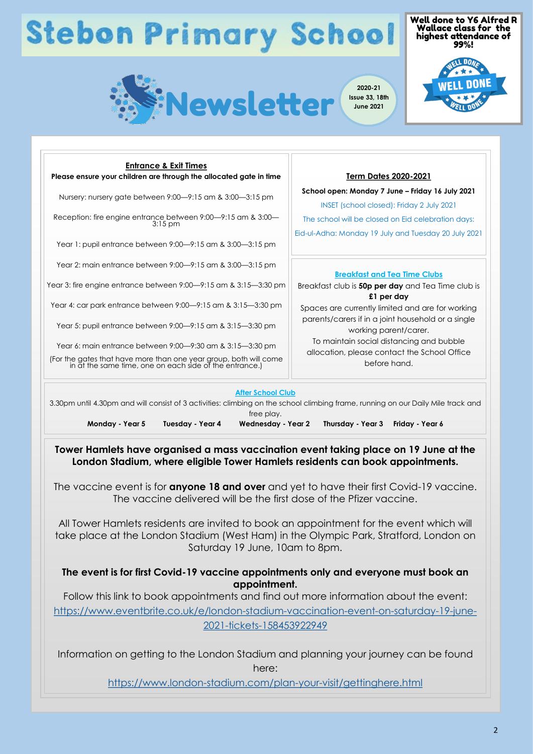# Stebon Primary School

# Newsletter

2020-21 Issue 33, 18th June 2021

**Well done to Y6 Alfred R Wallace class for the highest attendance of 99%!**

WELL DONE

## Entrance & Exit Times

**Please ensure your children are through the allocated gate in time**

Nursery: nursery gate between 9:00—9:15 am & 3:00—3:15 pm

Reception: fire engine entrance between 9:00—9:15 am & 3:00—3:15 pm

Year 1: pupil entrance between 9:00—9:15 am & 3:00—3:15 pm

Year 2: main entrance between 9:00—9:15 am & 3:00—3:15 pm

Year 3: fire engine entrance between 9:00—9:15 am & 3:15—3:30 pm

Year 4: car park entrance between 9:00—9:15 am & 3:15—3:30 pm

Year 5: pupil entrance between 9:00—9:15 am & 3:15—3:30 pm

Year 6: main entrance between 9:00—9:30 am & 3:15—3:30 pm

(For the gates that have more than one year group, both will come in at the same time, one on each side of the entrance.)

## Term Dates 2020-2021

**School open: Monday 7 June – Friday 16 July 2021**

INSET (school closed): Friday 2 July 2021

The school will be closed on Eid celebration days:

Eid-ul-Adha: Monday 19 July and Tuesday 20 July 2021

## Breakfast and Tea Time Clubs

Breakfast club is **50p per day** and Tea Time club is **£1 per day**

Spaces are currently limited and are for working parents/carers if in a joint household or a single working parent/carer.

To maintain social distancing and bubble allocation, please contact the School Office before hand.

## After School Club

3.30pm until 4.30pm and will consist of 3 activities: climbing on the school climbing frame, running on our Daily Mile track and free play.

**Monday - Year 5 Tuesday - Year 4 Wednesday - Year 2 Thursday - Year 3 Friday - Year 6**

**Tower Hamlets have organised a mass vaccination event taking place on 19 June at the London Stadium, where eligible Tower Hamlets residents can book appointments.**

The vaccine event is for **anyone 18 and over** and yet to have their first Covid-19 vaccine. The vaccine delivered will be the first dose of the Pfizer vaccine.

All Tower Hamlets residents are invited to book an appointment for the event which will take place at the London Stadium (West Ham) in the Olympic Park, Stratford, London on Saturday 19 June, 10am to 8pm.

**The event is for first Covid-19 vaccine appointments only and everyone must book an appointment.**

Follow this link to book appointments and find out more information about the event: https://www.eventbrite.co.uk/e/london-stadium-vaccination-event-on-saturday-19-june-2021-tickets-158453922949

Information on getting to the London Stadium and planning your journey can be found here:

https://www.london-stadium.com/plan-your-visit/gettinghere.html